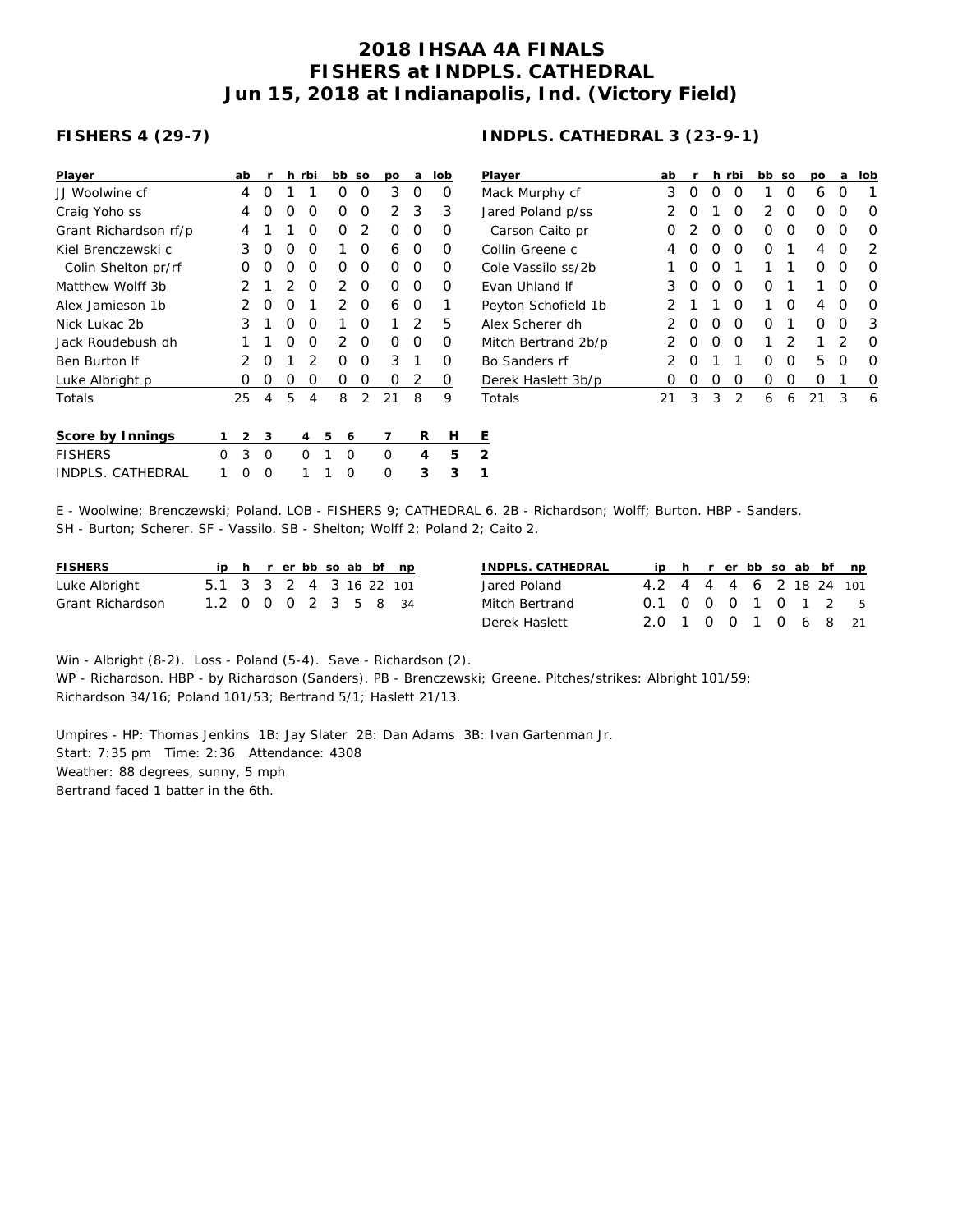# 2018 IHSAA 4A FINALS
# FISHERS at INDPLS. CATHEDRAL
# Jun 15, 2018 at Indianapolis, Ind. (Victory Field)

## FISHERS 4 (29-7)

| Player | ab | r | h | rbi | bb | so | po | a | lob |
|---|---|---|---|---|---|---|---|---|---|
| JJ Woolwine cf | 4 | 0 | 1 | 1 | 0 | 0 | 3 | 0 | 0 |
| Craig Yoho ss | 4 | 0 | 0 | 0 | 0 | 0 | 2 | 3 | 3 |
| Grant Richardson rf/p | 4 | 1 | 1 | 0 | 0 | 2 | 0 | 0 | 0 |
| Kiel Brenczewski c | 3 | 0 | 0 | 0 | 1 | 0 | 6 | 0 | 0 |
| Colin Shelton pr/rf | 0 | 0 | 0 | 0 | 0 | 0 | 0 | 0 | 0 |
| Matthew Wolff 3b | 2 | 1 | 2 | 0 | 2 | 0 | 0 | 0 | 0 |
| Alex Jamieson 1b | 2 | 0 | 0 | 1 | 2 | 0 | 6 | 0 | 1 |
| Nick Lukac 2b | 3 | 1 | 0 | 0 | 1 | 0 | 1 | 2 | 5 |
| Jack Roudebush dh | 1 | 1 | 0 | 0 | 2 | 0 | 0 | 0 | 0 |
| Ben Burton lf | 2 | 0 | 1 | 2 | 0 | 0 | 3 | 1 | 0 |
| Luke Albright p | 0 | 0 | 0 | 0 | 0 | 0 | 0 | 2 | 0 |
| Totals | 25 | 4 | 5 | 4 | 8 | 2 | 21 | 8 | 9 |

## INDPLS. CATHEDRAL 3 (23-9-1)

| Player | ab | r | h | rbi | bb | so | po | a | lob |
|---|---|---|---|---|---|---|---|---|---|
| Mack Murphy cf | 3 | 0 | 0 | 0 | 1 | 0 | 6 | 0 | 1 |
| Jared Poland p/ss | 2 | 0 | 1 | 0 | 2 | 0 | 0 | 0 | 0 |
| Carson Caito pr | 0 | 2 | 0 | 0 | 0 | 0 | 0 | 0 | 0 |
| Collin Greene c | 4 | 0 | 0 | 0 | 0 | 1 | 4 | 0 | 2 |
| Cole Vassilo ss/2b | 1 | 0 | 0 | 1 | 1 | 1 | 0 | 0 | 0 |
| Evan Uhland lf | 3 | 0 | 0 | 0 | 0 | 1 | 1 | 0 | 0 |
| Peyton Schofield 1b | 2 | 1 | 1 | 0 | 1 | 0 | 4 | 0 | 0 |
| Alex Scherer dh | 2 | 0 | 0 | 0 | 0 | 1 | 0 | 0 | 3 |
| Mitch Bertrand 2b/p | 2 | 0 | 0 | 0 | 1 | 2 | 1 | 2 | 0 |
| Bo Sanders rf | 2 | 0 | 1 | 1 | 0 | 0 | 5 | 0 | 0 |
| Derek Haslett 3b/p | 0 | 0 | 0 | 0 | 0 | 0 | 0 | 1 | 0 |
| Totals | 21 | 3 | 3 | 2 | 6 | 6 | 21 | 3 | 6 |

| Score by Innings | 1 | 2 | 3 | 4 | 5 | 6 | 7 | R | H | E |
|---|---|---|---|---|---|---|---|---|---|---|
| FISHERS | 0 | 3 | 0 | 0 | 1 | 0 | 0 | **4** | **5** | **2** |
| INDPLS. CATHEDRAL | 1 | 0 | 0 | 1 | 1 | 0 | 0 | **3** | **3** | **1** |

E - Woolwine; Brenczewski; Poland. LOB - FISHERS 9; CATHEDRAL 6. 2B - Richardson; Wolff; Burton. HBP - Sanders. SH - Burton; Scherer. SF - Vassilo. SB - Shelton; Wolff 2; Poland 2; Caito 2.

| FISHERS | ip | h | r | er | bb | so | ab | bf | np |
|---|---|---|---|---|---|---|---|---|---|
| Luke Albright | 5.1 | 3 | 3 | 2 | 4 | 3 | 16 | 22 | 101 |
| Grant Richardson | 1.2 | 0 | 0 | 0 | 2 | 3 | 5 | 8 | 34 |

| INDPLS. CATHEDRAL | ip | h | r | er | bb | so | ab | bf | np |
|---|---|---|---|---|---|---|---|---|---|
| Jared Poland | 4.2 | 4 | 4 | 4 | 6 | 2 | 18 | 24 | 101 |
| Mitch Bertrand | 0.1 | 0 | 0 | 0 | 1 | 0 | 1 | 2 | 5 |
| Derek Haslett | 2.0 | 1 | 0 | 0 | 1 | 0 | 6 | 8 | 21 |

Win - Albright (8-2). Loss - Poland (5-4). Save - Richardson (2).
WP - Richardson. HBP - by Richardson (Sanders). PB - Brenczewski; Greene. Pitches/strikes: Albright 101/59; Richardson 34/16; Poland 101/53; Bertrand 5/1; Haslett 21/13.

Umpires - HP: Thomas Jenkins 1B: Jay Slater 2B: Dan Adams 3B: Ivan Gartenman Jr.
Start: 7:35 pm Time: 2:36 Attendance: 4308
Weather: 88 degrees, sunny, 5 mph
Bertrand faced 1 batter in the 6th.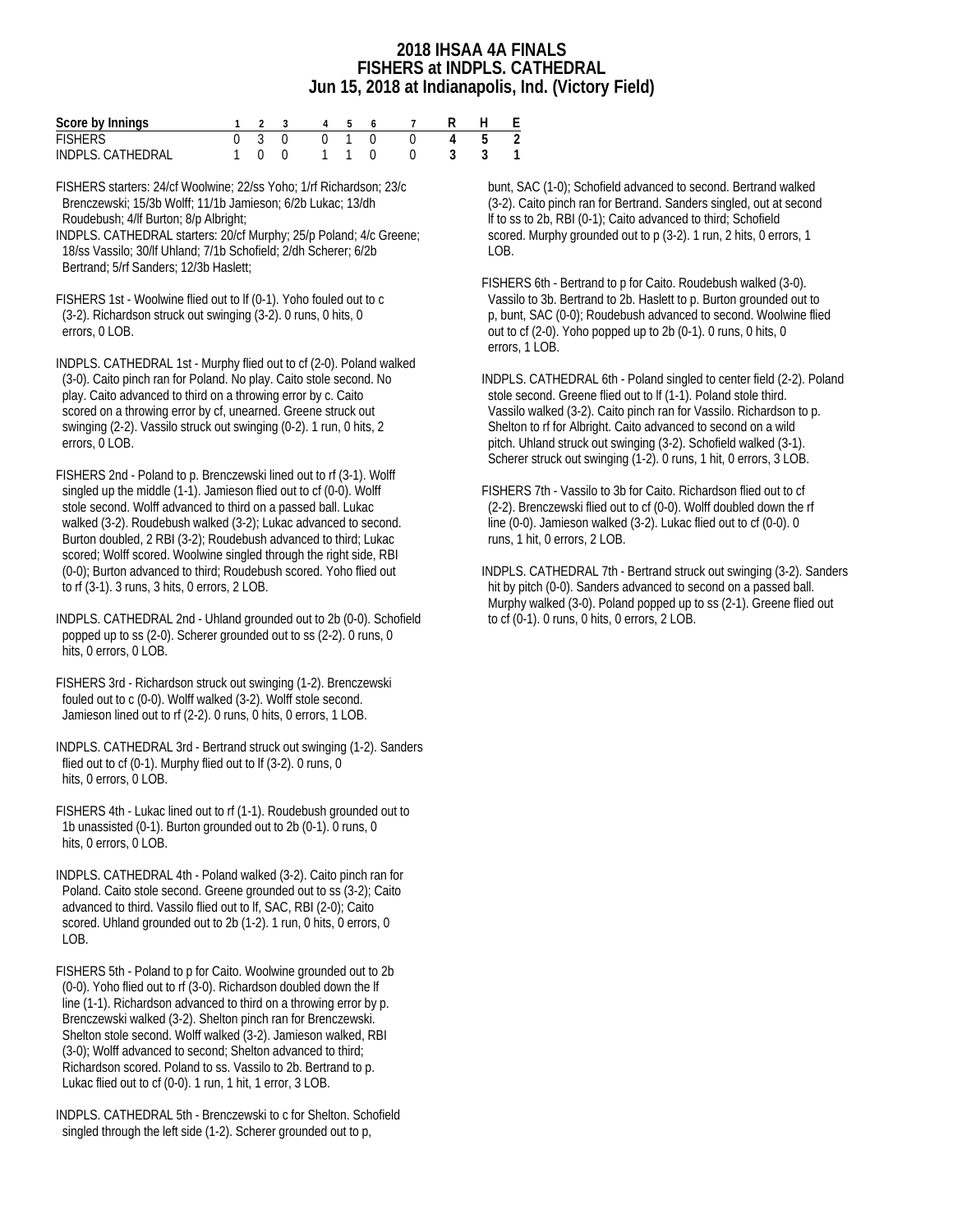# 2018 IHSAA 4A FINALS
# FISHERS at INDPLS. CATHEDRAL
## Jun 15, 2018 at Indianapolis, Ind. (Victory Field)

| Score by Innings | 1 | 2 | 3 | 4 | 5 | 6 | 7 | R | H | E |
|---|---|---|---|---|---|---|---|---|---|---|
| FISHERS | 0 | 3 | 0 | 0 | 1 | 0 | 0 | 4 | 5 | 2 |
| INDPLS. CATHEDRAL | 1 | 0 | 0 | 1 | 1 | 0 | 0 | 3 | 3 | 1 |

FISHERS starters: 24/cf Woolwine; 22/ss Yoho; 1/rf Richardson; 23/c Brenczewski; 15/3b Wolff; 11/1b Jamieson; 6/2b Lukac; 13/dh Roudebush; 4/lf Burton; 8/p Albright;
INDPLS. CATHEDRAL starters: 20/cf Murphy; 25/p Poland; 4/c Greene; 18/ss Vassilo; 30/lf Uhland; 7/1b Schofield; 2/dh Scherer; 6/2b Bertrand; 5/rf Sanders; 12/3b Haslett;

FISHERS 1st - Woolwine flied out to lf (0-1). Yoho fouled out to c (3-2). Richardson struck out swinging (3-2). 0 runs, 0 hits, 0 errors, 0 LOB.

INDPLS. CATHEDRAL 1st - Murphy flied out to cf (2-0). Poland walked (3-0). Caito pinch ran for Poland. No play. Caito stole second. No play. Caito advanced to third on a throwing error by c. Caito scored on a throwing error by cf, unearned. Greene struck out swinging (2-2). Vassilo struck out swinging (0-2). 1 run, 0 hits, 2 errors, 0 LOB.

FISHERS 2nd - Poland to p. Brenczewski lined out to rf (3-1). Wolff singled up the middle (1-1). Jamieson flied out to cf (0-0). Wolff stole second. Wolff advanced to third on a passed ball. Lukac walked (3-2). Roudebush walked (3-2); Lukac advanced to second. Burton doubled, 2 RBI (3-2); Roudebush advanced to third; Lukac scored; Wolff scored. Woolwine singled through the right side, RBI (0-0); Burton advanced to third; Roudebush scored. Yoho flied out to rf (3-1). 3 runs, 3 hits, 0 errors, 2 LOB.

INDPLS. CATHEDRAL 2nd - Uhland grounded out to 2b (0-0). Schofield popped up to ss (2-0). Scherer grounded out to ss (2-2). 0 runs, 0 hits, 0 errors, 0 LOB.

FISHERS 3rd - Richardson struck out swinging (1-2). Brenczewski fouled out to c (0-0). Wolff walked (3-2). Wolff stole second. Jamieson lined out to rf (2-2). 0 runs, 0 hits, 0 errors, 1 LOB.

INDPLS. CATHEDRAL 3rd - Bertrand struck out swinging (1-2). Sanders flied out to cf (0-1). Murphy flied out to lf (3-2). 0 runs, 0 hits, 0 errors, 0 LOB.

FISHERS 4th - Lukac lined out to rf (1-1). Roudebush grounded out to 1b unassisted (0-1). Burton grounded out to 2b (0-1). 0 runs, 0 hits, 0 errors, 0 LOB.

INDPLS. CATHEDRAL 4th - Poland walked (3-2). Caito pinch ran for Poland. Caito stole second. Greene grounded out to ss (3-2); Caito advanced to third. Vassilo flied out to lf, SAC, RBI (2-0); Caito scored. Uhland grounded out to 2b (1-2). 1 run, 0 hits, 0 errors, 0 LOB.

FISHERS 5th - Poland to p for Caito. Woolwine grounded out to 2b (0-0). Yoho flied out to rf (3-0). Richardson doubled down the lf line (1-1). Richardson advanced to third on a throwing error by p. Brenczewski walked (3-2). Shelton pinch ran for Brenczewski. Shelton stole second. Wolff walked (3-2). Jamieson walked, RBI (3-0); Wolff advanced to second; Shelton advanced to third; Richardson scored. Poland to ss. Vassilo to 2b. Bertrand to p. Lukac flied out to cf (0-0). 1 run, 1 hit, 1 error, 3 LOB.

INDPLS. CATHEDRAL 5th - Brenczewski to c for Shelton. Schofield singled through the left side (1-2). Scherer grounded out to p, bunt, SAC (1-0); Schofield advanced to second. Bertrand walked (3-2). Caito pinch ran for Bertrand. Sanders singled, out at second lf to ss to 2b, RBI (0-1); Caito advanced to third; Schofield scored. Murphy grounded out to p (3-2). 1 run, 2 hits, 0 errors, 1 LOB.

FISHERS 6th - Bertrand to p for Caito. Roudebush walked (3-0). Vassilo to 3b. Bertrand to 2b. Haslett to p. Burton grounded out to p, bunt, SAC (0-0); Roudebush advanced to second. Woolwine flied out to cf (2-0). Yoho popped up to 2b (0-1). 0 runs, 0 hits, 0 errors, 1 LOB.

INDPLS. CATHEDRAL 6th - Poland singled to center field (2-2). Poland stole second. Greene flied out to lf (1-1). Poland stole third. Vassilo walked (3-2). Caito pinch ran for Vassilo. Richardson to p. Shelton to rf for Albright. Caito advanced to second on a wild pitch. Uhland struck out swinging (3-2). Schofield walked (3-1). Scherer struck out swinging (1-2). 0 runs, 1 hit, 0 errors, 3 LOB.

FISHERS 7th - Vassilo to 3b for Caito. Richardson flied out to cf (2-2). Brenczewski flied out to cf (0-0). Wolff doubled down the rf line (0-0). Jamieson walked (3-2). Lukac flied out to cf (0-0). 0 runs, 1 hit, 0 errors, 2 LOB.

INDPLS. CATHEDRAL 7th - Bertrand struck out swinging (3-2). Sanders hit by pitch (0-0). Sanders advanced to second on a passed ball. Murphy walked (3-0). Poland popped up to ss (2-1). Greene flied out to cf (0-1). 0 runs, 0 hits, 0 errors, 2 LOB.